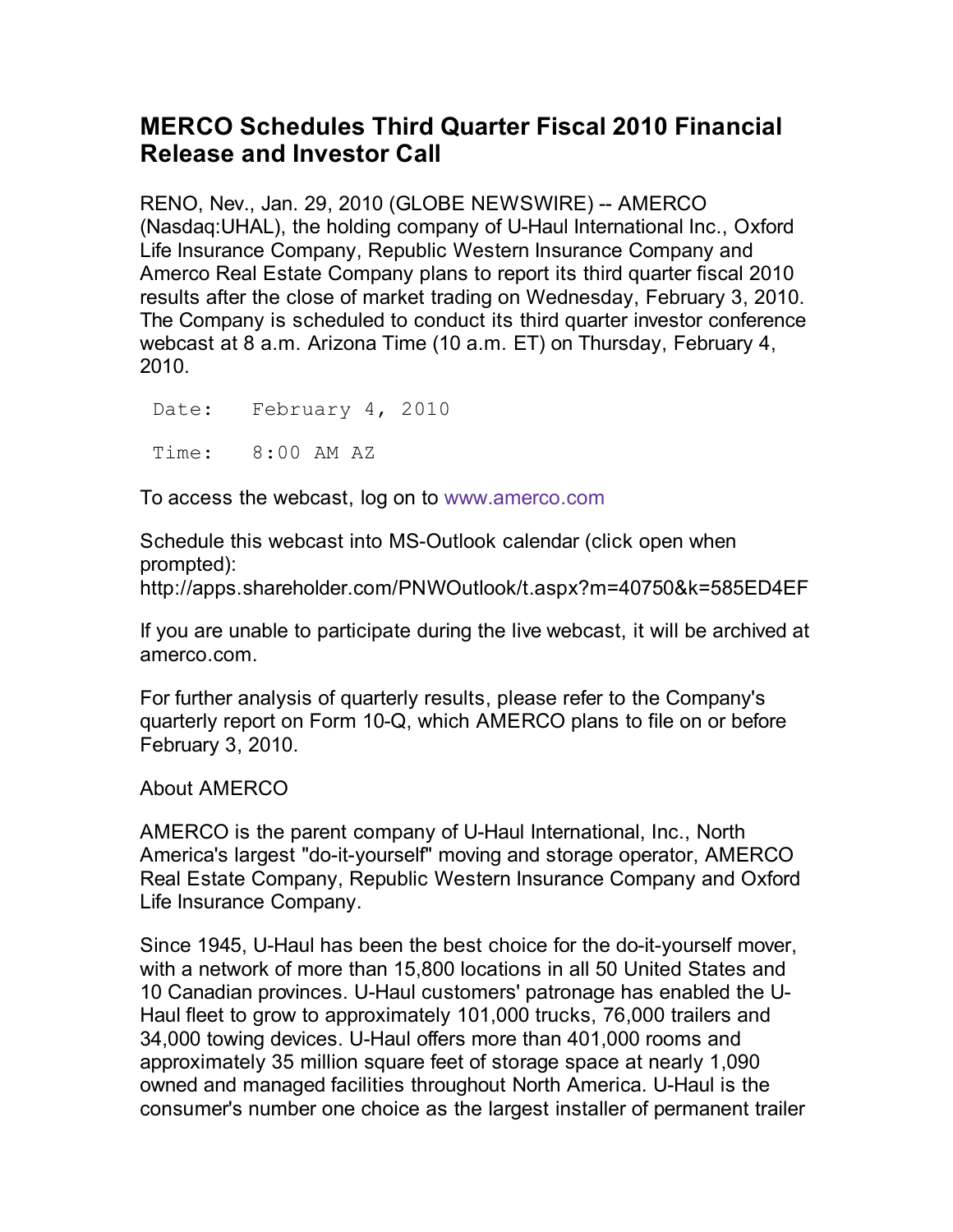# MERCO Schedules Third Quarter Fiscal 2010 Financial Release and Investor Call

RENO, Nev., Jan. 29, 2010 (GLOBE NEWSWIRE) -- AMERCO (Nasdaq:UHAL), the holding company of U-Haul International Inc., Oxford Life Insurance Company, Republic Western Insurance Company and Amerco Real Estate Company plans to report its third quarter fiscal 2010 results after the close of market trading on Wednesday, February 3, 2010. The Company is scheduled to conduct its third quarter investor conference webcast at 8 a.m. Arizona Time (10 a.m. ET) on Thursday, February 4, 2010.

```
Date:   February 4, 2010

Time:   8:00 AM AZ
```

To access the webcast, log on to www.amerco.com

Schedule this webcast into MS-Outlook calendar (click open when prompted):
http://apps.shareholder.com/PNWOutlook/t.aspx?m=40750&k=585ED4EF

If you are unable to participate during the live webcast, it will be archived at amerco.com.

For further analysis of quarterly results, please refer to the Company's quarterly report on Form 10-Q, which AMERCO plans to file on or before February 3, 2010.

About AMERCO

AMERCO is the parent company of U-Haul International, Inc., North America's largest "do-it-yourself" moving and storage operator, AMERCO Real Estate Company, Republic Western Insurance Company and Oxford Life Insurance Company.

Since 1945, U-Haul has been the best choice for the do-it-yourself mover, with a network of more than 15,800 locations in all 50 United States and 10 Canadian provinces. U-Haul customers' patronage has enabled the U-Haul fleet to grow to approximately 101,000 trucks, 76,000 trailers and 34,000 towing devices. U-Haul offers more than 401,000 rooms and approximately 35 million square feet of storage space at nearly 1,090 owned and managed facilities throughout North America. U-Haul is the consumer's number one choice as the largest installer of permanent trailer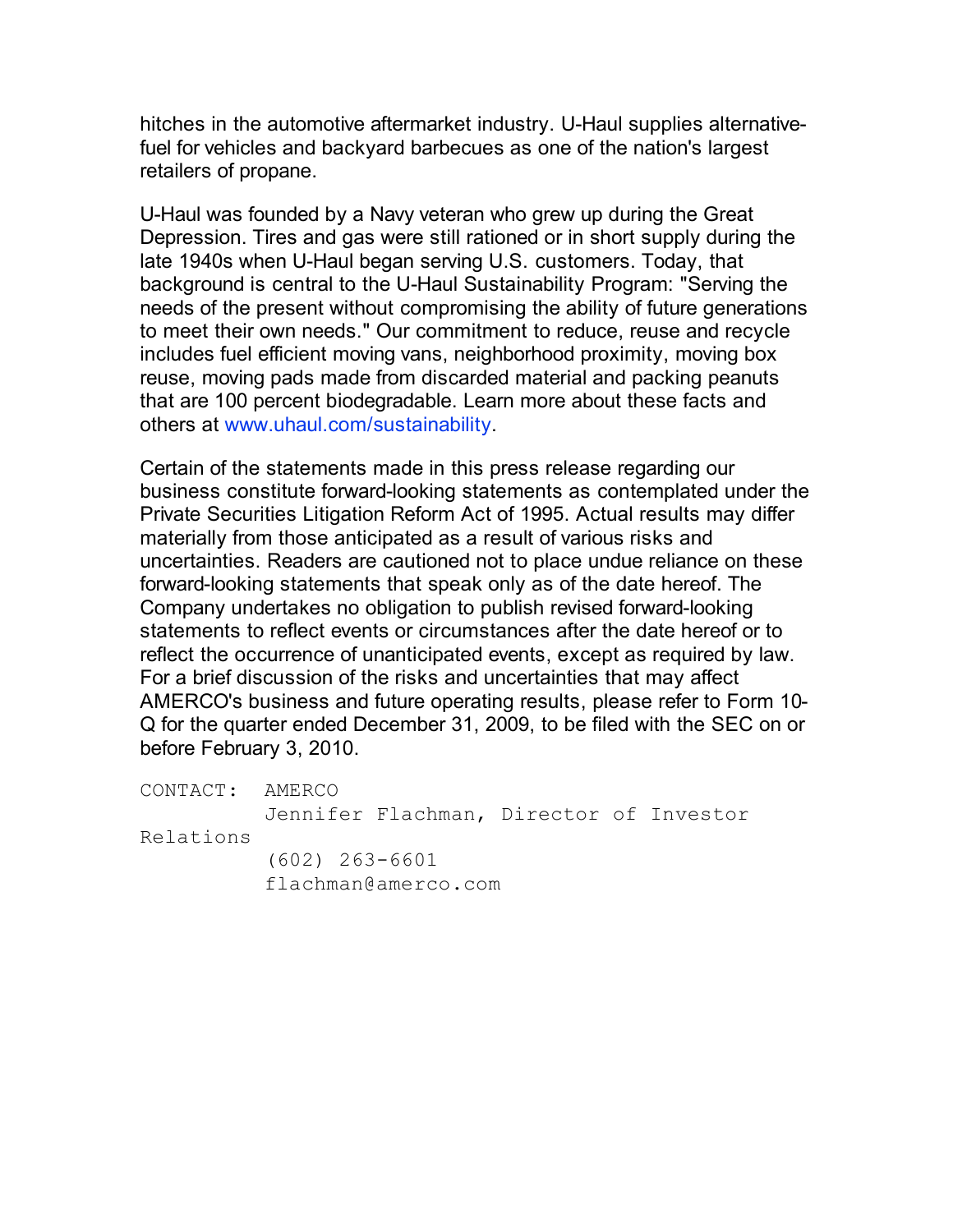hitches in the automotive aftermarket industry. U-Haul supplies alternative-fuel for vehicles and backyard barbecues as one of the nation's largest retailers of propane.

U-Haul was founded by a Navy veteran who grew up during the Great Depression. Tires and gas were still rationed or in short supply during the late 1940s when U-Haul began serving U.S. customers. Today, that background is central to the U-Haul Sustainability Program: "Serving the needs of the present without compromising the ability of future generations to meet their own needs." Our commitment to reduce, reuse and recycle includes fuel efficient moving vans, neighborhood proximity, moving box reuse, moving pads made from discarded material and packing peanuts that are 100 percent biodegradable. Learn more about these facts and others at www.uhaul.com/sustainability.

Certain of the statements made in this press release regarding our business constitute forward-looking statements as contemplated under the Private Securities Litigation Reform Act of 1995. Actual results may differ materially from those anticipated as a result of various risks and uncertainties. Readers are cautioned not to place undue reliance on these forward-looking statements that speak only as of the date hereof. The Company undertakes no obligation to publish revised forward-looking statements to reflect events or circumstances after the date hereof or to reflect the occurrence of unanticipated events, except as required by law. For a brief discussion of the risks and uncertainties that may affect AMERCO's business and future operating results, please refer to Form 10-Q for the quarter ended December 31, 2009, to be filed with the SEC on or before February 3, 2010.

```
CONTACT:  AMERCO
          Jennifer Flachman, Director of Investor Relations
          (602) 263-6601
          flachman@amerco.com
```